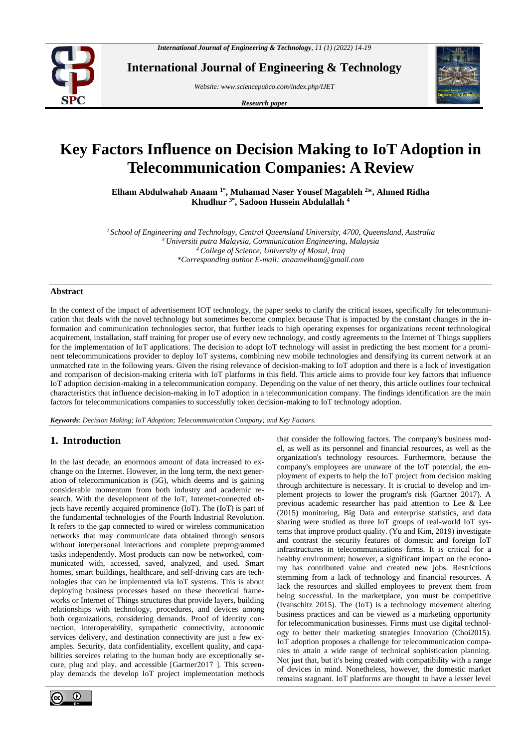# Key Factors Influence on Decision Making to IoT Adoption in Telecommunication Companies: A Review

**Elham Abdulwahab Anaam [1*], Muhamad Naser Yousef Magableh [2*], Ahmed Ridha Khudhur [3*], Sadoon Hussein Abdulallah [4]**

[2] *School of Engineering and Technology, Central Queensland University, 4700, Queensland, Australia*
[3] *Universiti putra Malaysia, Communication Engineering, Malaysia*
[4] *College of Science, University of Mosul, Iraq*
*\*Corresponding author E-mail: anaamelham@gmail.com*

## Abstract

In the context of the impact of advertisement IOT technology, the paper seeks to clarify the critical issues, specifically for telecommunication that deals with the novel technology but sometimes become complex because That is impacted by the constant changes in the information and communication technologies sector, that further leads to high operating expenses for organizations recent technological acquirement, installation, staff training for proper use of every new technology, and costly agreements to the Internet of Things suppliers for the implementation of IoT applications. The decision to adopt IoT technology will assist in predicting the best moment for a prominent telecommunications provider to deploy IoT systems, combining new mobile technologies and densifying its current network at an unmatched rate in the following years. Given the rising relevance of decision-making to IoT adoption and there is a lack of investigation and comparison of decision-making criteria with IoT platforms in this field. This article aims to provide four key factors that influence IoT adoption decision-making in a telecommunication company. Depending on the value of net theory, this article outlines four technical characteristics that influence decision-making in IoT adoption in a telecommunication company. The findings identification are the main factors for telecommunications companies to successfully token decision-making to IoT technology adoption.

***Keywords***: *Decision Making; IoT Adoption; Telecommunication Company; and Key Factors.*

## 1. Introduction

In the last decade, an enormous amount of data increased to exchange on the Internet. However, in the long term, the next generation of telecommunication is (5G), which deems and is gaining considerable momentum from both industry and academic research. With the development of the IoT, Internet-connected objects have recently acquired prominence (IoT). The (IoT) is part of the fundamental technologies of the Fourth Industrial Revolution. It refers to the gap connected to wired or wireless communication networks that may communicate data obtained through sensors without interpersonal interactions and complete preprogrammed tasks independently. Most products can now be networked, communicated with, accessed, saved, analyzed, and used. Smart homes, smart buildings, healthcare, and self-driving cars are technologies that can be implemented via IoT systems. This is about deploying business processes based on these theoretical frameworks or Internet of Things structures that provide layers, building relationships with technology, procedures, and devices among both organizations, considering demands. Proof of identity connection, interoperability, sympathetic connectivity, autonomic services delivery, and destination connectivity are just a few examples. Security, data confidentiality, excellent quality, and capabilities services relating to the human body are exceptionally secure, plug and play, and accessible [Gartner2017 ]. This screenplay demands the develop IoT project implementation methods that consider the following factors. The company's business model, as well as its personnel and financial resources, as well as the organization's technology resources. Furthermore, because the company's employees are unaware of the IoT potential, the employment of experts to help the IoT project from decision making through architecture is necessary. It is crucial to develop and implement projects to lower the program's risk (Gartner 2017). A previous academic researcher has paid attention to Lee & Lee (2015) monitoring, Big Data and enterprise statistics, and data sharing were studied as three IoT groups of real-world IoT systems that improve product quality. (Yu and Kim, 2019) investigate and contrast the security features of domestic and foreign IoT infrastructures in telecommunications firms. It is critical for a healthy environment; however, a significant impact on the economy has contributed value and created new jobs. Restrictions stemming from a lack of technology and financial resources. A lack the resources and skilled employees to prevent them from being successful. In the marketplace, you must be competitive (Ivanschitz 2015). The (IoT) is a technology movement altering business practices and can be viewed as a marketing opportunity for telecommunication businesses. Firms must use digital technology to better their marketing strategies Innovation (Choi2015). IoT adoption proposes a challenge for telecommunication companies to attain a wide range of technical sophistication planning. Not just that, but it's being created with compatibility with a range of devices in mind. Nonetheless, however, the domestic market remains stagnant. IoT platforms are thought to have a lesser level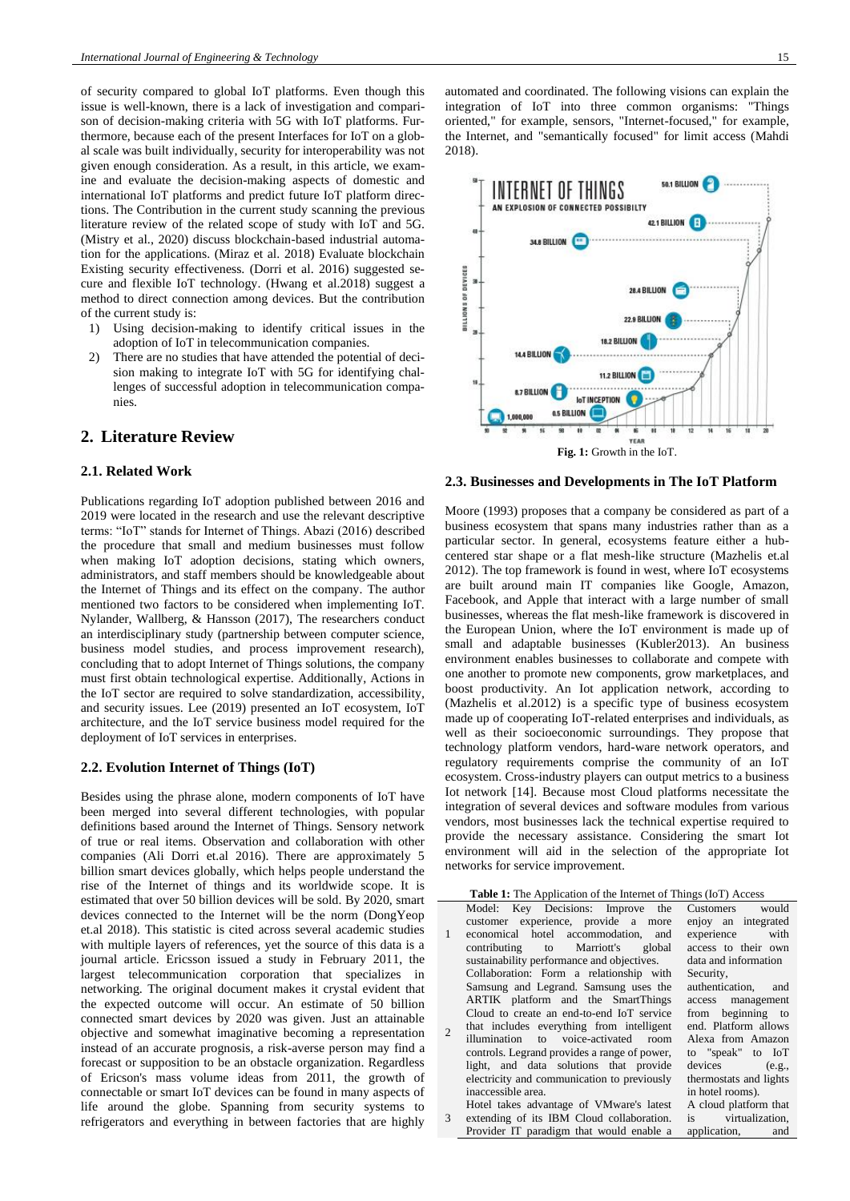of security compared to global IoT platforms. Even though this issue is well-known, there is a lack of investigation and comparison of decision-making criteria with 5G with IoT platforms. Furthermore, because each of the present Interfaces for IoT on a global scale was built individually, security for interoperability was not given enough consideration. As a result, in this article, we examine and evaluate the decision-making aspects of domestic and international IoT platforms and predict future IoT platform directions. The Contribution in the current study scanning the previous literature review of the related scope of study with IoT and 5G. (Mistry et al., 2020) discuss blockchain-based industrial automation for the applications. (Miraz et al. 2018) Evaluate blockchain Existing security effectiveness. (Dorri et al. 2016) suggested secure and flexible IoT technology. (Hwang et al.2018) suggest a method to direct connection among devices. But the contribution of the current study is:

1) Using decision-making to identify critical issues in the adoption of IoT in telecommunication companies.
2) There are no studies that have attended the potential of decision making to integrate IoT with 5G for identifying challenges of successful adoption in telecommunication companies.

## 2. Literature Review

### 2.1. Related Work

Publications regarding IoT adoption published between 2016 and 2019 were located in the research and use the relevant descriptive terms: "IoT" stands for Internet of Things. Abazi (2016) described the procedure that small and medium businesses must follow when making IoT adoption decisions, stating which owners, administrators, and staff members should be knowledgeable about the Internet of Things and its effect on the company. The author mentioned two factors to be considered when implementing IoT. Nylander, Wallberg, & Hansson (2017), The researchers conduct an interdisciplinary study (partnership between computer science, business model studies, and process improvement research), concluding that to adopt Internet of Things solutions, the company must first obtain technological expertise. Additionally, Actions in the IoT sector are required to solve standardization, accessibility, and security issues. Lee (2019) presented an IoT ecosystem, IoT architecture, and the IoT service business model required for the deployment of IoT services in enterprises.

### 2.2. Evolution Internet of Things (IoT)

Besides using the phrase alone, modern components of IoT have been merged into several different technologies, with popular definitions based around the Internet of Things. Sensory network of true or real items. Observation and collaboration with other companies (Ali Dorri et.al 2016). There are approximately 5 billion smart devices globally, which helps people understand the rise of the Internet of things and its worldwide scope. It is estimated that over 50 billion devices will be sold. By 2020, smart devices connected to the Internet will be the norm (DongYeop et.al 2018). This statistic is cited across several academic studies with multiple layers of references, yet the source of this data is a journal article. Ericsson issued a study in February 2011, the largest telecommunication corporation that specializes in networking. The original document makes it crystal evident that the expected outcome will occur. An estimate of 50 billion connected smart devices by 2020 was given. Just an attainable objective and somewhat imaginative becoming a representation instead of an accurate prognosis, a risk-averse person may find a forecast or supposition to be an obstacle organization. Regardless of Ericson's mass volume ideas from 2011, the growth of connectable or smart IoT devices can be found in many aspects of life around the globe. Spanning from security systems to refrigerators and everything in between factories that are highly automated and coordinated. The following visions can explain the integration of IoT into three common organisms: "Things oriented," for example, sensors, "Internet-focused," for example, the Internet, and "semantically focused" for limit access (Mahdi 2018).

**Fig. 1:** Growth in the IoT.

### 2.3. Businesses and Developments in The IoT Platform

Moore (1993) proposes that a company be considered as part of a business ecosystem that spans many industries rather than as a particular sector. In general, ecosystems feature either a hub-centered star shape or a flat mesh-like structure (Mazhelis et.al 2012). The top framework is found in west, where IoT ecosystems are built around main IT companies like Google, Amazon, Facebook, and Apple that interact with a large number of small businesses, whereas the flat mesh-like framework is discovered in the European Union, where the IoT environment is made up of small and adaptable businesses (Kubler2013). An business environment enables businesses to collaborate and compete with one another to promote new components, grow marketplaces, and boost productivity. An Iot application network, according to (Mazhelis et al.2012) is a specific type of business ecosystem made up of cooperating IoT-related enterprises and individuals, as well as their socioeconomic surroundings. They propose that technology platform vendors, hard-ware network operators, and regulatory requirements comprise the community of an IoT ecosystem. Cross-industry players can output metrics to a business Iot network [14]. Because most Cloud platforms necessitate the integration of several devices and software modules from various vendors, most businesses lack the technical expertise required to provide the necessary assistance. Considering the smart Iot environment will aid in the selection of the appropriate Iot networks for service improvement.

**Table 1:** The Application of the Internet of Things (IoT) Access

| | | |
|---|---|---|
| 1 | Model: Key Decisions: Improve the customer experience, provide a more economical hotel accommodation, and contributing to Marriott's global sustainability performance and objectives. | Customers would enjoy an integrated experience with access to their own data and information |
| 2 | Collaboration: Form a relationship with Samsung and Legrand. Samsung uses the ARTIK platform and the SmartThings Cloud to create an end-to-end IoT service that includes everything from intelligent illumination to voice-activated room controls. Legrand provides a range of power, light, and data solutions that provide electricity and communication to previously inaccessible area. | Security, authentication, and access management from beginning to end. Platform allows Alexa from Amazon to "speak" to IoT devices (e.g., thermostats and lights in hotel rooms). |
| 3 | Hotel takes advantage of VMware's latest extending of its IBM Cloud collaboration. Provider IT paradigm that would enable a | A cloud platform that is virtualization, application, and |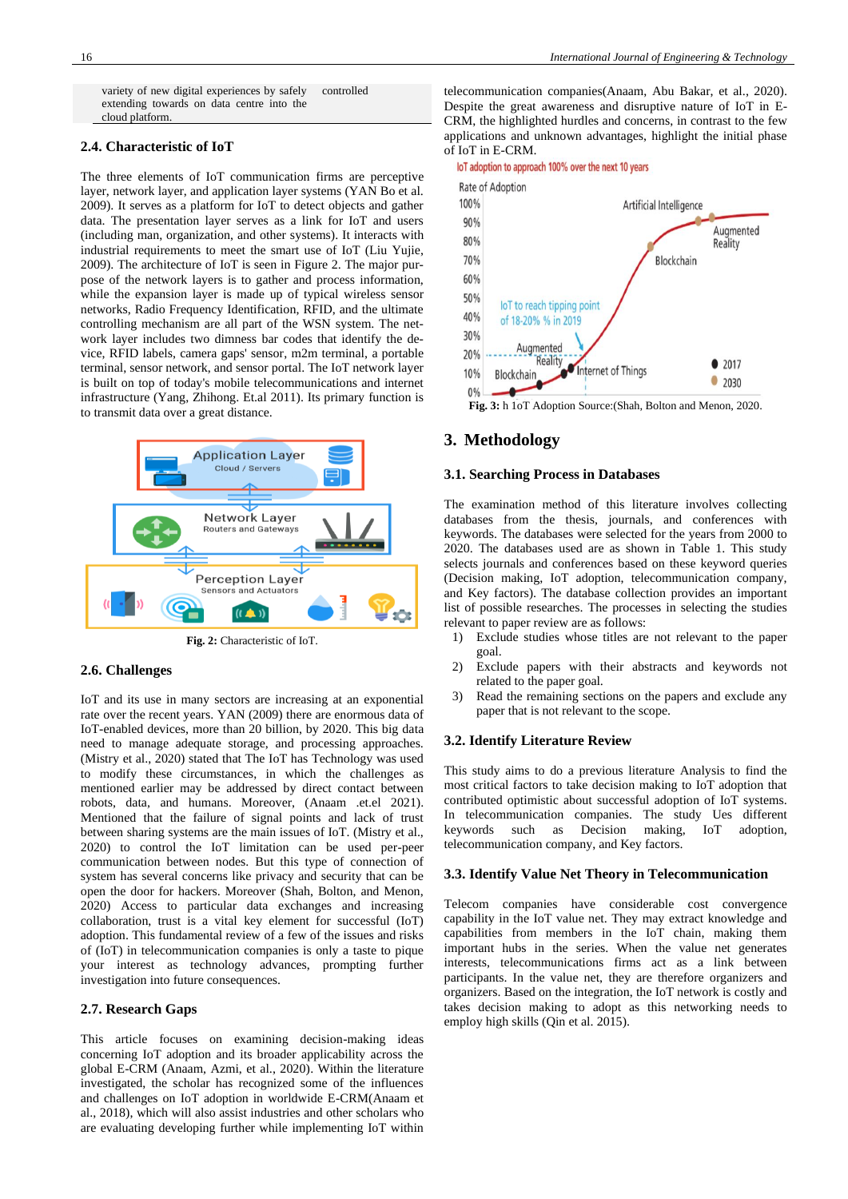| | |
|---|---|
| variety of new digital experiences by safely extending towards on data centre into the cloud platform. | controlled |

### 2.4. Characteristic of IoT

The three elements of IoT communication firms are perceptive layer, network layer, and application layer systems (YAN Bo et al. 2009). It serves as a platform for IoT to detect objects and gather data. The presentation layer serves as a link for IoT and users (including man, organization, and other systems). It interacts with industrial requirements to meet the smart use of IoT (Liu Yujie, 2009). The architecture of IoT is seen in Figure 2. The major purpose of the network layers is to gather and process information, while the expansion layer is made up of typical wireless sensor networks, Radio Frequency Identification, RFID, and the ultimate controlling mechanism are all part of the WSN system. The network layer includes two dimness bar codes that identify the device, RFID labels, camera gaps' sensor, m2m terminal, a portable terminal, sensor network, and sensor portal. The IoT network layer is built on top of today's mobile telecommunications and internet infrastructure (Yang, Zhihong. Et.al 2011). Its primary function is to transmit data over a great distance.

**Fig. 2:** Characteristic of IoT.

### 2.6. Challenges

IoT and its use in many sectors are increasing at an exponential rate over the recent years. YAN (2009) there are enormous data of IoT-enabled devices, more than 20 billion, by 2020. This big data need to manage adequate storage, and processing approaches. (Mistry et al., 2020) stated that The IoT has Technology was used to modify these circumstances, in which the challenges as mentioned earlier may be addressed by direct contact between robots, data, and humans. Moreover, (Anaam .et.el 2021). Mentioned that the failure of signal points and lack of trust between sharing systems are the main issues of IoT. (Mistry et al., 2020) to control the IoT limitation can be used per-peer communication between nodes. But this type of connection of system has several concerns like privacy and security that can be open the door for hackers. Moreover (Shah, Bolton, and Menon, 2020) Access to particular data exchanges and increasing collaboration, trust is a vital key element for successful (IoT) adoption. This fundamental review of a few of the issues and risks of (IoT) in telecommunication companies is only a taste to pique your interest as technology advances, prompting further investigation into future consequences.

### 2.7. Research Gaps

This article focuses on examining decision-making ideas concerning IoT adoption and its broader applicability across the global E-CRM (Anaam, Azmi, et al., 2020). Within the literature investigated, the scholar has recognized some of the influences and challenges on IoT adoption in worldwide E-CRM(Anaam et al., 2018), which will also assist industries and other scholars who are evaluating developing further while implementing IoT within telecommunication companies(Anaam, Abu Bakar, et al., 2020). Despite the great awareness and disruptive nature of IoT in E-CRM, the highlighted hurdles and concerns, in contrast to the few applications and unknown advantages, highlight the initial phase of IoT in E-CRM.

**Fig. 3:** h 1oT Adoption Source:(Shah, Bolton and Menon, 2020.

## 3. Methodology

### 3.1. Searching Process in Databases

The examination method of this literature involves collecting databases from the thesis, journals, and conferences with keywords. The databases were selected for the years from 2000 to 2020. The databases used are as shown in Table 1. This study selects journals and conferences based on these keyword queries (Decision making, IoT adoption, telecommunication company, and Key factors). The database collection provides an important list of possible researches. The processes in selecting the studies relevant to paper review are as follows:

1) Exclude studies whose titles are not relevant to the paper goal.
2) Exclude papers with their abstracts and keywords not related to the paper goal.
3) Read the remaining sections on the papers and exclude any paper that is not relevant to the scope.

### 3.2. Identify Literature Review

This study aims to do a previous literature Analysis to find the most critical factors to take decision making to IoT adoption that contributed optimistic about successful adoption of IoT systems. In telecommunication companies. The study Ues different keywords such as Decision making, IoT adoption, telecommunication company, and Key factors.

### 3.3. Identify Value Net Theory in Telecommunication

Telecom companies have considerable cost convergence capability in the IoT value net. They may extract knowledge and capabilities from members in the IoT chain, making them important hubs in the series. When the value net generates interests, telecommunications firms act as a link between participants. In the value net, they are therefore organizers and organizers. Based on the integration, the IoT network is costly and takes decision making to adopt as this networking needs to employ high skills (Qin et al. 2015).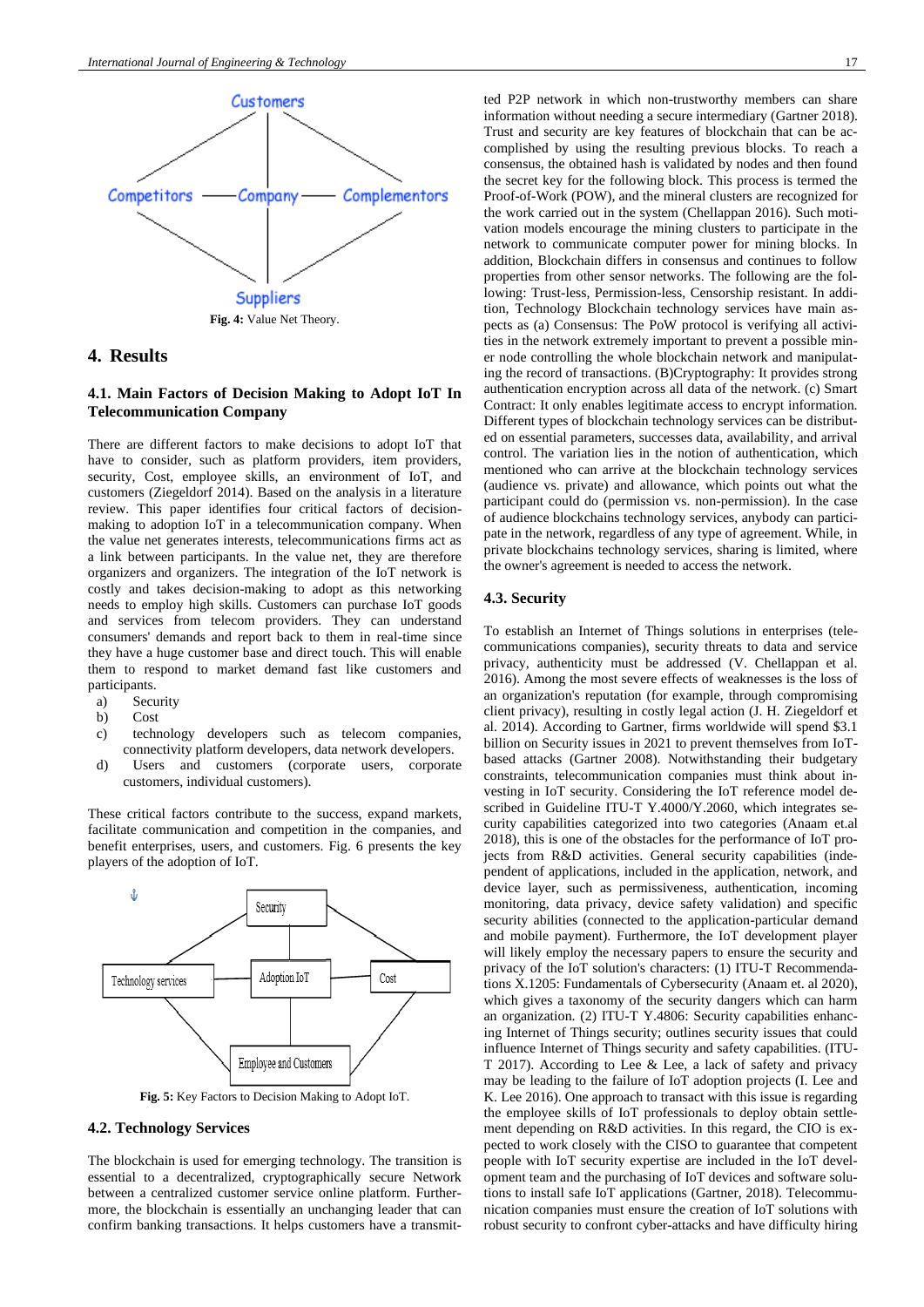Fig. 4: Value Net Theory.

## 4. Results

### 4.1. Main Factors of Decision Making to Adopt IoT In Telecommunication Company

There are different factors to make decisions to adopt IoT that have to consider, such as platform providers, item providers, security, Cost, employee skills, an environment of IoT, and customers (Ziegeldorf 2014). Based on the analysis in a literature review. This paper identifies four critical factors of decision-making to adoption IoT in a telecommunication company. When the value net generates interests, telecommunications firms act as a link between participants. In the value net, they are therefore organizers and organizers. The integration of the IoT network is costly and takes decision-making to adopt as this networking needs to employ high skills. Customers can purchase IoT goods and services from telecom providers. They can understand consumers' demands and report back to them in real-time since they have a huge customer base and direct touch. This will enable them to respond to market demand fast like customers and participants.

a) Security
b) Cost
c) technology developers such as telecom companies, connectivity platform developers, data network developers.
d) Users and customers (corporate users, corporate customers, individual customers).

These critical factors contribute to the success, expand markets, facilitate communication and competition in the companies, and benefit enterprises, users, and customers. Fig. 6 presents the key players of the adoption of IoT.

Fig. 5: Key Factors to Decision Making to Adopt IoT.

### 4.2. Technology Services

The blockchain is used for emerging technology. The transition is essential to a decentralized, cryptographically secure Network between a centralized customer service online platform. Furthermore, the blockchain is essentially an unchanging leader that can confirm banking transactions. It helps customers have a transmitted P2P network in which non-trustworthy members can share information without needing a secure intermediary (Gartner 2018). Trust and security are key features of blockchain that can be accomplished by using the resulting previous blocks. To reach a consensus, the obtained hash is validated by nodes and then found the secret key for the following block. This process is termed the Proof-of-Work (POW), and the mineral clusters are recognized for the work carried out in the system (Chellappan 2016). Such motivation models encourage the mining clusters to participate in the network to communicate computer power for mining blocks. In addition, Blockchain differs in consensus and continues to follow properties from other sensor networks. The following are the following: Trust-less, Permission-less, Censorship resistant. In addition, Technology Blockchain technology services have main aspects as (a) Consensus: The PoW protocol is verifying all activities in the network extremely important to prevent a possible miner node controlling the whole blockchain network and manipulating the record of transactions. (B)Cryptography: It provides strong authentication encryption across all data of the network. (c) Smart Contract: It only enables legitimate access to encrypt information. Different types of blockchain technology services can be distributed on essential parameters, successes data, availability, and arrival control. The variation lies in the notion of authentication, which mentioned who can arrive at the blockchain technology services (audience vs. private) and allowance, which points out what the participant could do (permission vs. non-permission). In the case of audience blockchains technology services, anybody can participate in the network, regardless of any type of agreement. While, in private blockchains technology services, sharing is limited, where the owner's agreement is needed to access the network.

### 4.3. Security

To establish an Internet of Things solutions in enterprises (telecommunications companies), security threats to data and service privacy, authenticity must be addressed (V. Chellappan et al. 2016). Among the most severe effects of weaknesses is the loss of an organization's reputation (for example, through compromising client privacy), resulting in costly legal action (J. H. Ziegeldorf et al. 2014). According to Gartner, firms worldwide will spend $3.1 billion on Security issues in 2021 to prevent themselves from IoT-based attacks (Gartner 2008). Notwithstanding their budgetary constraints, telecommunication companies must think about investing in IoT security. Considering the IoT reference model described in Guideline ITU-T Y.4000/Y.2060, which integrates security capabilities categorized into two categories (Anaam et.al 2018), this is one of the obstacles for the performance of IoT projects from R&D activities. General security capabilities (independent of applications, included in the application, network, and device layer, such as permissiveness, authentication, incoming monitoring, data privacy, device safety validation) and specific security abilities (connected to the application-particular demand and mobile payment). Furthermore, the IoT development player will likely employ the necessary papers to ensure the security and privacy of the IoT solution's characters: (1) ITU-T Recommendations X.1205: Fundamentals of Cybersecurity (Anaam et. al 2020), which gives a taxonomy of the security dangers which can harm an organization. (2) ITU-T Y.4806: Security capabilities enhancing Internet of Things security; outlines security issues that could influence Internet of Things security and safety capabilities. (ITU-T 2017). According to Lee & Lee, a lack of safety and privacy may be leading to the failure of IoT adoption projects (I. Lee and K. Lee 2016). One approach to transact with this issue is regarding the employee skills of IoT professionals to deploy obtain settlement depending on R&D activities. In this regard, the CIO is expected to work closely with the CISO to guarantee that competent people with IoT security expertise are included in the IoT development team and the purchasing of IoT devices and software solutions to install safe IoT applications (Gartner, 2018). Telecommunication companies must ensure the creation of IoT solutions with robust security to confront cyber-attacks and have difficulty hiring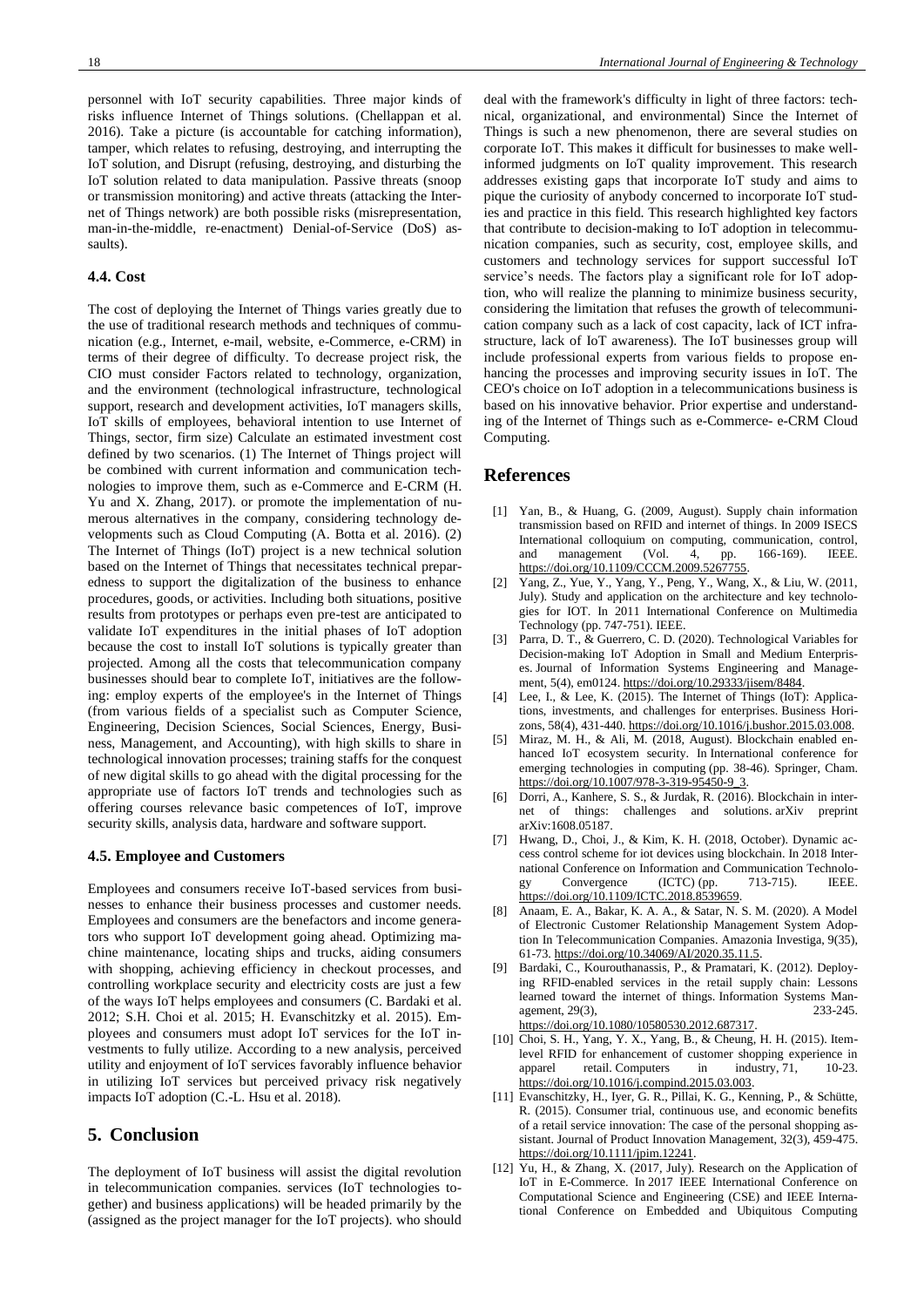personnel with IoT security capabilities. Three major kinds of risks influence Internet of Things solutions. (Chellappan et al. 2016). Take a picture (is accountable for catching information), tamper, which relates to refusing, destroying, and interrupting the IoT solution, and Disrupt (refusing, destroying, and disturbing the IoT solution related to data manipulation. Passive threats (snoop or transmission monitoring) and active threats (attacking the Internet of Things network) are both possible risks (misrepresentation, man-in-the-middle, re-enactment) Denial-of-Service (DoS) assaults).

### 4.4. Cost

The cost of deploying the Internet of Things varies greatly due to the use of traditional research methods and techniques of communication (e.g., Internet, e-mail, website, e-Commerce, e-CRM) in terms of their degree of difficulty. To decrease project risk, the CIO must consider Factors related to technology, organization, and the environment (technological infrastructure, technological support, research and development activities, IoT managers skills, IoT skills of employees, behavioral intention to use Internet of Things, sector, firm size) Calculate an estimated investment cost defined by two scenarios. (1) The Internet of Things project will be combined with current information and communication technologies to improve them, such as e-Commerce and E-CRM (H. Yu and X. Zhang, 2017). or promote the implementation of numerous alternatives in the company, considering technology developments such as Cloud Computing (A. Botta et al. 2016). (2) The Internet of Things (IoT) project is a new technical solution based on the Internet of Things that necessitates technical preparedness to support the digitalization of the business to enhance procedures, goods, or activities. Including both situations, positive results from prototypes or perhaps even pre-test are anticipated to validate IoT expenditures in the initial phases of IoT adoption because the cost to install IoT solutions is typically greater than projected. Among all the costs that telecommunication company businesses should bear to complete IoT, initiatives are the following: employ experts of the employee's in the Internet of Things (from various fields of a specialist such as Computer Science, Engineering, Decision Sciences, Social Sciences, Energy, Business, Management, and Accounting), with high skills to share in technological innovation processes; training staffs for the conquest of new digital skills to go ahead with the digital processing for the appropriate use of factors IoT trends and technologies such as offering courses relevance basic competences of IoT, improve security skills, analysis data, hardware and software support.

### 4.5. Employee and Customers

Employees and consumers receive IoT-based services from businesses to enhance their business processes and customer needs. Employees and consumers are the benefactors and income generators who support IoT development going ahead. Optimizing machine maintenance, locating ships and trucks, aiding consumers with shopping, achieving efficiency in checkout processes, and controlling workplace security and electricity costs are just a few of the ways IoT helps employees and consumers (C. Bardaki et al. 2012; S.H. Choi et al. 2015; H. Evanschitzky et al. 2015). Employees and consumers must adopt IoT services for the IoT investments to fully utilize. According to a new analysis, perceived utility and enjoyment of IoT services favorably influence behavior in utilizing IoT services but perceived privacy risk negatively impacts IoT adoption (C.-L. Hsu et al. 2018).

## 5. Conclusion

The deployment of IoT business will assist the digital revolution in telecommunication companies. services (IoT technologies together) and business applications) will be headed primarily by the (assigned as the project manager for the IoT projects). who should deal with the framework's difficulty in light of three factors: technical, organizational, and environmental) Since the Internet of Things is such a new phenomenon, there are several studies on corporate IoT. This makes it difficult for businesses to make well-informed judgments on IoT quality improvement. This research addresses existing gaps that incorporate IoT study and aims to pique the curiosity of anybody concerned to incorporate IoT studies and practice in this field. This research highlighted key factors that contribute to decision-making to IoT adoption in telecommunication companies, such as security, cost, employee skills, and customers and technology services for support successful IoT service's needs. The factors play a significant role for IoT adoption, who will realize the planning to minimize business security, considering the limitation that refuses the growth of telecommunication company such as a lack of cost capacity, lack of ICT infrastructure, lack of IoT awareness). The IoT businesses group will include professional experts from various fields to propose enhancing the processes and improving security issues in IoT. The CEO's choice on IoT adoption in a telecommunications business is based on his innovative behavior. Prior expertise and understanding of the Internet of Things such as e-Commerce- e-CRM Cloud Computing.

## References

[1] Yan, B., & Huang, G. (2009, August). Supply chain information transmission based on RFID and internet of things. In 2009 ISECS International colloquium on computing, communication, control, and management (Vol. 4, pp. 166-169). IEEE. https://doi.org/10.1109/CCCM.2009.5267755.

[2] Yang, Z., Yue, Y., Yang, Y., Peng, Y., Wang, X., & Liu, W. (2011, July). Study and application on the architecture and key technologies for IOT. In 2011 International Conference on Multimedia Technology (pp. 747-751). IEEE.

[3] Parra, D. T., & Guerrero, C. D. (2020). Technological Variables for Decision-making IoT Adoption in Small and Medium Enterprises. Journal of Information Systems Engineering and Management, 5(4), em0124. https://doi.org/10.29333/jisem/8484.

[4] Lee, I., & Lee, K. (2015). The Internet of Things (IoT): Applications, investments, and challenges for enterprises. Business Horizons, 58(4), 431-440. https://doi.org/10.1016/j.bushor.2015.03.008.

[5] Miraz, M. H., & Ali, M. (2018, August). Blockchain enabled enhanced IoT ecosystem security. In International conference for emerging technologies in computing (pp. 38-46). Springer, Cham. https://doi.org/10.1007/978-3-319-95450-9_3.

[6] Dorri, A., Kanhere, S. S., & Jurdak, R. (2016). Blockchain in internet of things: challenges and solutions. arXiv preprint arXiv:1608.05187.

[7] Hwang, D., Choi, J., & Kim, K. H. (2018, October). Dynamic access control scheme for iot devices using blockchain. In 2018 International Conference on Information and Communication Technology Convergence (ICTC) (pp. 713-715). IEEE. https://doi.org/10.1109/ICTC.2018.8539659.

[8] Anaam, E. A., Bakar, K. A. A., & Satar, N. S. M. (2020). A Model of Electronic Customer Relationship Management System Adoption In Telecommunication Companies. Amazonia Investiga, 9(35), 61-73. https://doi.org/10.34069/AI/2020.35.11.5.

[9] Bardaki, C., Kourouthanassis, P., & Pramatari, K. (2012). Deploying RFID-enabled services in the retail supply chain: Lessons learned toward the internet of things. Information Systems Management, 29(3), 233-245. https://doi.org/10.1080/10580530.2012.687317.

[10] Choi, S. H., Yang, Y. X., Yang, B., & Cheung, H. H. (2015). Item-level RFID for enhancement of customer shopping experience in apparel retail. Computers in industry, 71, 10-23. https://doi.org/10.1016/j.compind.2015.03.003.

[11] Evanschitzky, H., Iyer, G. R., Pillai, K. G., Kenning, P., & Schütte, R. (2015). Consumer trial, continuous use, and economic benefits of a retail service innovation: The case of the personal shopping assistant. Journal of Product Innovation Management, 32(3), 459-475. https://doi.org/10.1111/jpim.12241.

[12] Yu, H., & Zhang, X. (2017, July). Research on the Application of IoT in E-Commerce. In 2017 IEEE International Conference on Computational Science and Engineering (CSE) and IEEE International Conference on Embedded and Ubiquitous Computing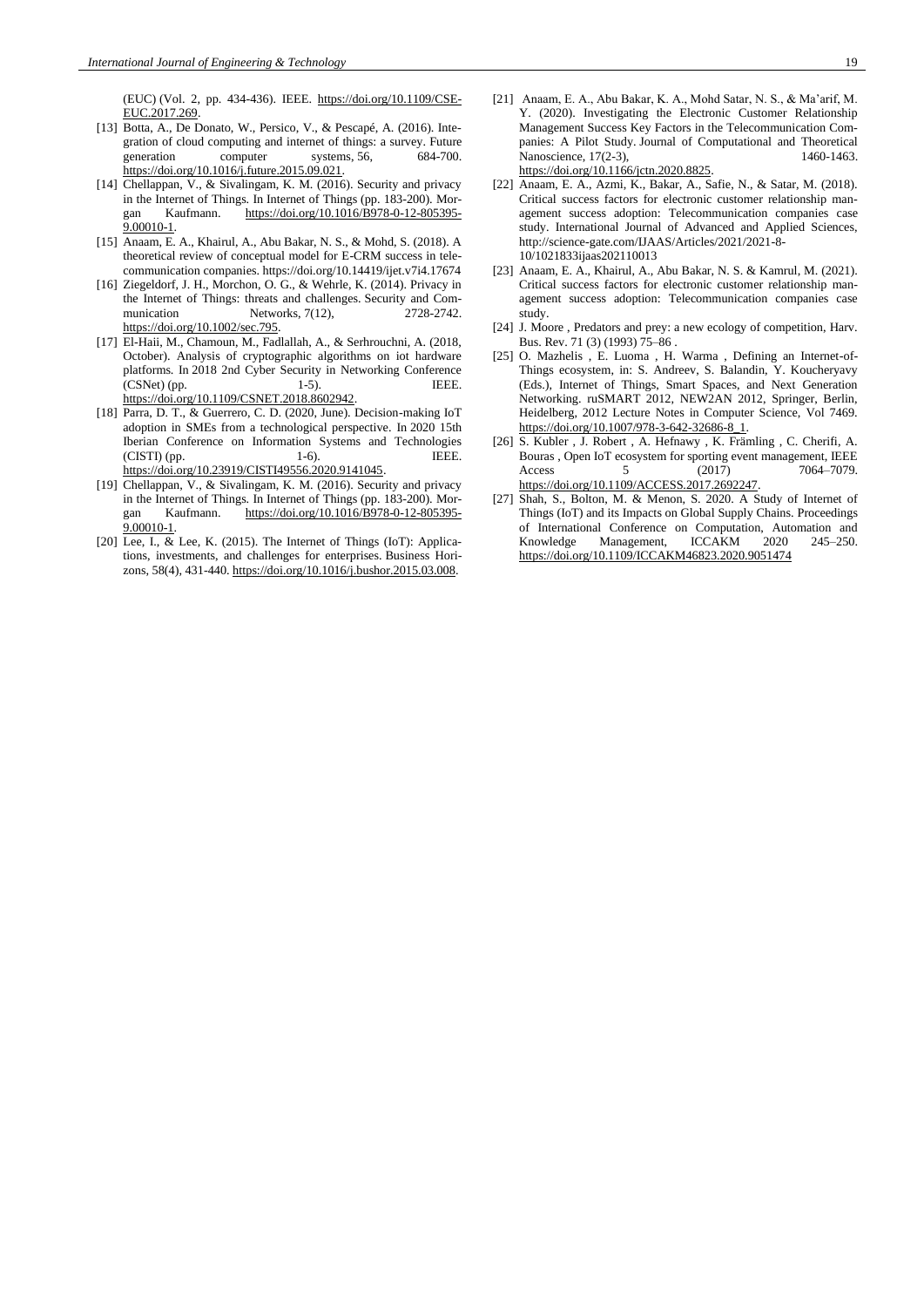(EUC) (Vol. 2, pp. 434-436). IEEE. https://doi.org/10.1109/CSE-EUC.2017.269.

[13] Botta, A., De Donato, W., Persico, V., & Pescapé, A. (2016). Integration of cloud computing and internet of things: a survey. Future generation computer systems, 56, 684-700. https://doi.org/10.1016/j.future.2015.09.021.

[14] Chellappan, V., & Sivalingam, K. M. (2016). Security and privacy in the Internet of Things. In Internet of Things (pp. 183-200). Morgan Kaufmann. https://doi.org/10.1016/B978-0-12-805395-9.00010-1.

[15] Anaam, E. A., Khairul, A., Abu Bakar, N. S., & Mohd, S. (2018). A theoretical review of conceptual model for E-CRM success in telecommunication companies. https://doi.org/10.14419/ijet.v7i4.17674

[16] Ziegeldorf, J. H., Morchon, O. G., & Wehrle, K. (2014). Privacy in the Internet of Things: threats and challenges. Security and Communication Networks, 7(12), 2728-2742. https://doi.org/10.1002/sec.795.

[17] El-Haii, M., Chamoun, M., Fadlallah, A., & Serhrouchni, A. (2018, October). Analysis of cryptographic algorithms on iot hardware platforms. In 2018 2nd Cyber Security in Networking Conference (CSNet) (pp. 1-5). IEEE. https://doi.org/10.1109/CSNET.2018.8602942.

[18] Parra, D. T., & Guerrero, C. D. (2020, June). Decision-making IoT adoption in SMEs from a technological perspective. In 2020 15th Iberian Conference on Information Systems and Technologies (CISTI) (pp. 1-6). IEEE. https://doi.org/10.23919/CISTI49556.2020.9141045.

[19] Chellappan, V., & Sivalingam, K. M. (2016). Security and privacy in the Internet of Things. In Internet of Things (pp. 183-200). Morgan Kaufmann. https://doi.org/10.1016/B978-0-12-805395-9.00010-1.

[20] Lee, I., & Lee, K. (2015). The Internet of Things (IoT): Applications, investments, and challenges for enterprises. Business Horizons, 58(4), 431-440. https://doi.org/10.1016/j.bushor.2015.03.008.

[21] Anaam, E. A., Abu Bakar, K. A., Mohd Satar, N. S., & Ma'arif, M. Y. (2020). Investigating the Electronic Customer Relationship Management Success Key Factors in the Telecommunication Companies: A Pilot Study. Journal of Computational and Theoretical Nanoscience, 17(2-3), 1460-1463. https://doi.org/10.1166/jctn.2020.8825.

[22] Anaam, E. A., Azmi, K., Bakar, A., Safie, N., & Satar, M. (2018). Critical success factors for electronic customer relationship management success adoption: Telecommunication companies case study. International Journal of Advanced and Applied Sciences, http://science-gate.com/IJAAS/Articles/2021/2021-8-10/1021833ijaas202110013

[23] Anaam, E. A., Khairul, A., Abu Bakar, N. S. & Kamrul, M. (2021). Critical success factors for electronic customer relationship management success adoption: Telecommunication companies case study.

[24] J. Moore , Predators and prey: a new ecology of competition, Harv. Bus. Rev. 71 (3) (1993) 75–86 .

[25] O. Mazhelis , E. Luoma , H. Warma , Defining an Internet-of-Things ecosystem, in: S. Andreev, S. Balandin, Y. Koucheryavy (Eds.), Internet of Things, Smart Spaces, and Next Generation Networking. ruSMART 2012, NEW2AN 2012, Springer, Berlin, Heidelberg, 2012 Lecture Notes in Computer Science, Vol 7469. https://doi.org/10.1007/978-3-642-32686-8_1.

[26] S. Kubler , J. Robert , A. Hefnawy , K. Främling , C. Cherifi, A. Bouras , Open IoT ecosystem for sporting event management, IEEE Access 5 (2017) 7064–7079. https://doi.org/10.1109/ACCESS.2017.2692247.

[27] Shah, S., Bolton, M. & Menon, S. 2020. A Study of Internet of Things (IoT) and its Impacts on Global Supply Chains. Proceedings of International Conference on Computation, Automation and Knowledge Management, ICCAKM 2020 245–250. https://doi.org/10.1109/ICCAKM46823.2020.9051474